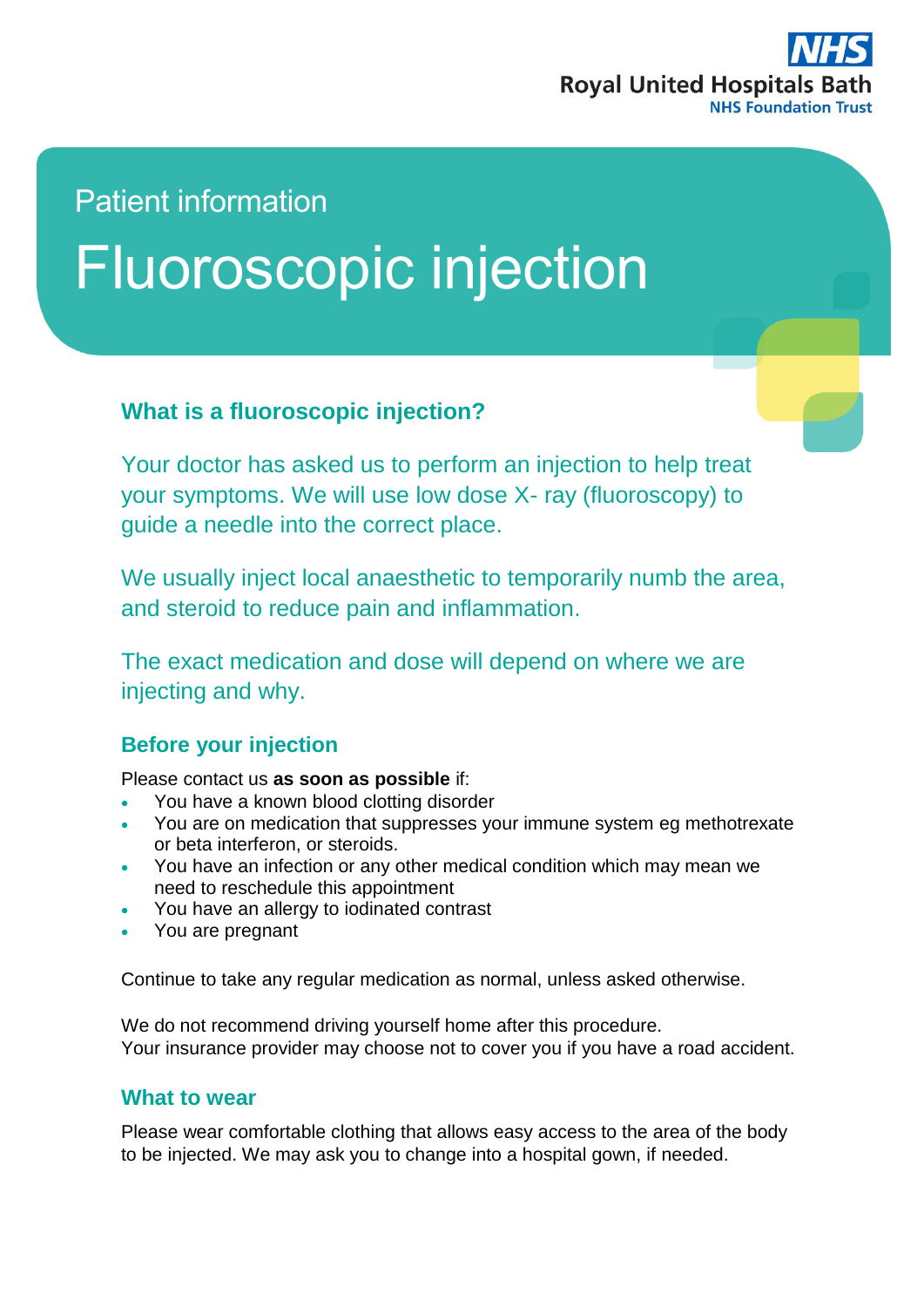Royal United Hospitals Bath
NHS Foundation Trust

Patient information

# Fluoroscopic injection

## What is a fluoroscopic injection?

Your doctor has asked us to perform an injection to help treat your symptoms. We will use low dose X- ray (fluoroscopy) to guide a needle into the correct place.

We usually inject local anaesthetic to temporarily numb the area, and steroid to reduce pain and inflammation.

The exact medication and dose will depend on where we are injecting and why.

## Before your injection

Please contact us **as soon as possible** if:

- You have a known blood clotting disorder
- You are on medication that suppresses your immune system eg methotrexate or beta interferon, or steroids.
- You have an infection or any other medical condition which may mean we need to reschedule this appointment
- You have an allergy to iodinated contrast
- You are pregnant

Continue to take any regular medication as normal, unless asked otherwise.

We do not recommend driving yourself home after this procedure.
Your insurance provider may choose not to cover you if you have a road accident.

## What to wear

Please wear comfortable clothing that allows easy access to the area of the body to be injected. We may ask you to change into a hospital gown, if needed.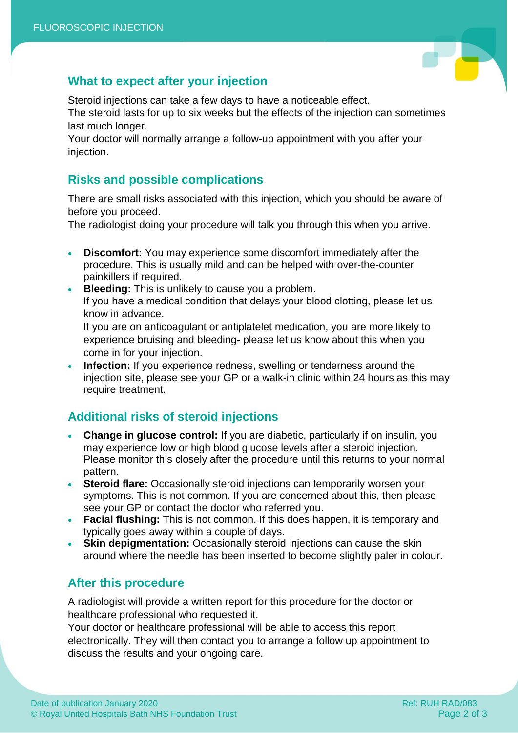## What to expect after your injection

Steroid injections can take a few days to have a noticeable effect.
The steroid lasts for up to six weeks but the effects of the injection can sometimes last much longer.
Your doctor will normally arrange a follow-up appointment with you after your injection.

## Risks and possible complications

There are small risks associated with this injection, which you should be aware of before you proceed.
The radiologist doing your procedure will talk you through this when you arrive.

- **Discomfort:** You may experience some discomfort immediately after the procedure. This is usually mild and can be helped with over-the-counter painkillers if required.
- **Bleeding:** This is unlikely to cause you a problem.
  If you have a medical condition that delays your blood clotting, please let us know in advance.
  If you are on anticoagulant or antiplatelet medication, you are more likely to experience bruising and bleeding- please let us know about this when you come in for your injection.
- **Infection:** If you experience redness, swelling or tenderness around the injection site, please see your GP or a walk-in clinic within 24 hours as this may require treatment.

## Additional risks of steroid injections

- **Change in glucose control:** If you are diabetic, particularly if on insulin, you may experience low or high blood glucose levels after a steroid injection. Please monitor this closely after the procedure until this returns to your normal pattern.
- **Steroid flare:** Occasionally steroid injections can temporarily worsen your symptoms. This is not common. If you are concerned about this, then please see your GP or contact the doctor who referred you.
- **Facial flushing:** This is not common. If this does happen, it is temporary and typically goes away within a couple of days.
- **Skin depigmentation:** Occasionally steroid injections can cause the skin around where the needle has been inserted to become slightly paler in colour.

## After this procedure

A radiologist will provide a written report for this procedure for the doctor or healthcare professional who requested it.
Your doctor or healthcare professional will be able to access this report electronically. They will then contact you to arrange a follow up appointment to discuss the results and your ongoing care.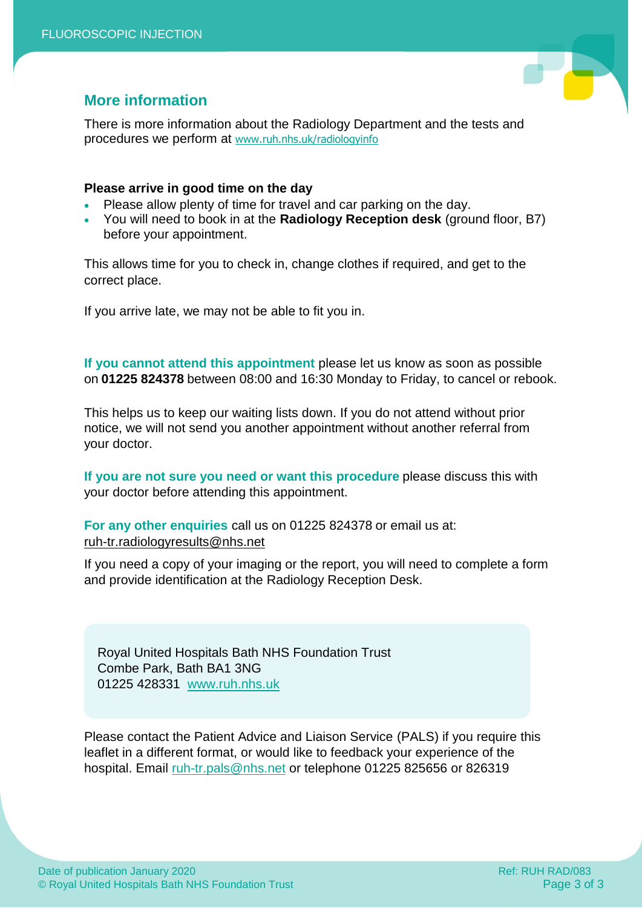## More information

There is more information about the Radiology Department and the tests and procedures we perform at www.ruh.nhs.uk/radiologyinfo

**Please arrive in good time on the day**

- Please allow plenty of time for travel and car parking on the day.
- You will need to book in at the **Radiology Reception desk** (ground floor, B7) before your appointment.

This allows time for you to check in, change clothes if required, and get to the correct place.

If you arrive late, we may not be able to fit you in.

**If you cannot attend this appointment** please let us know as soon as possible on **01225 824378** between 08:00 and 16:30 Monday to Friday, to cancel or rebook.

This helps us to keep our waiting lists down. If you do not attend without prior notice, we will not send you another appointment without another referral from your doctor.

**If you are not sure you need or want this procedure** please discuss this with your doctor before attending this appointment.

**For any other enquiries** call us on 01225 824378 or email us at: ruh-tr.radiologyresults@nhs.net

If you need a copy of your imaging or the report, you will need to complete a form and provide identification at the Radiology Reception Desk.

Royal United Hospitals Bath NHS Foundation Trust
Combe Park, Bath BA1 3NG
01225 428331 www.ruh.nhs.uk

Please contact the Patient Advice and Liaison Service (PALS) if you require this leaflet in a different format, or would like to feedback your experience of the hospital. Email ruh-tr.pals@nhs.net or telephone 01225 825656 or 826319

Date of publication January 2020
© Royal United Hospitals Bath NHS Foundation Trust
Ref: RUH RAD/083